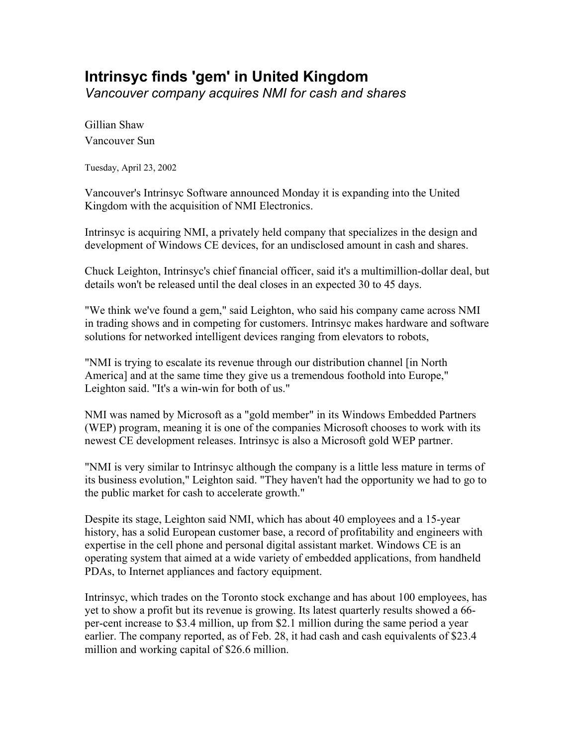# Intrinsyc finds 'gem' in United Kingdom

*Vancouver company acquires NMI for cash and shares*

Gillian Shaw
Vancouver Sun

Tuesday, April 23, 2002

Vancouver's Intrinsyc Software announced Monday it is expanding into the United Kingdom with the acquisition of NMI Electronics.

Intrinsyc is acquiring NMI, a privately held company that specializes in the design and development of Windows CE devices, for an undisclosed amount in cash and shares.

Chuck Leighton, Intrinsyc's chief financial officer, said it's a multimillion-dollar deal, but details won't be released until the deal closes in an expected 30 to 45 days.

"We think we've found a gem," said Leighton, who said his company came across NMI in trading shows and in competing for customers. Intrinsyc makes hardware and software solutions for networked intelligent devices ranging from elevators to robots,

"NMI is trying to escalate its revenue through our distribution channel [in North America] and at the same time they give us a tremendous foothold into Europe," Leighton said. "It's a win-win for both of us."

NMI was named by Microsoft as a "gold member" in its Windows Embedded Partners (WEP) program, meaning it is one of the companies Microsoft chooses to work with its newest CE development releases. Intrinsyc is also a Microsoft gold WEP partner.

"NMI is very similar to Intrinsyc although the company is a little less mature in terms of its business evolution," Leighton said. "They haven't had the opportunity we had to go to the public market for cash to accelerate growth."

Despite its stage, Leighton said NMI, which has about 40 employees and a 15-year history, has a solid European customer base, a record of profitability and engineers with expertise in the cell phone and personal digital assistant market. Windows CE is an operating system that aimed at a wide variety of embedded applications, from handheld PDAs, to Internet appliances and factory equipment.

Intrinsyc, which trades on the Toronto stock exchange and has about 100 employees, has yet to show a profit but its revenue is growing. Its latest quarterly results showed a 66-per-cent increase to $3.4 million, up from $2.1 million during the same period a year earlier. The company reported, as of Feb. 28, it had cash and cash equivalents of $23.4 million and working capital of $26.6 million.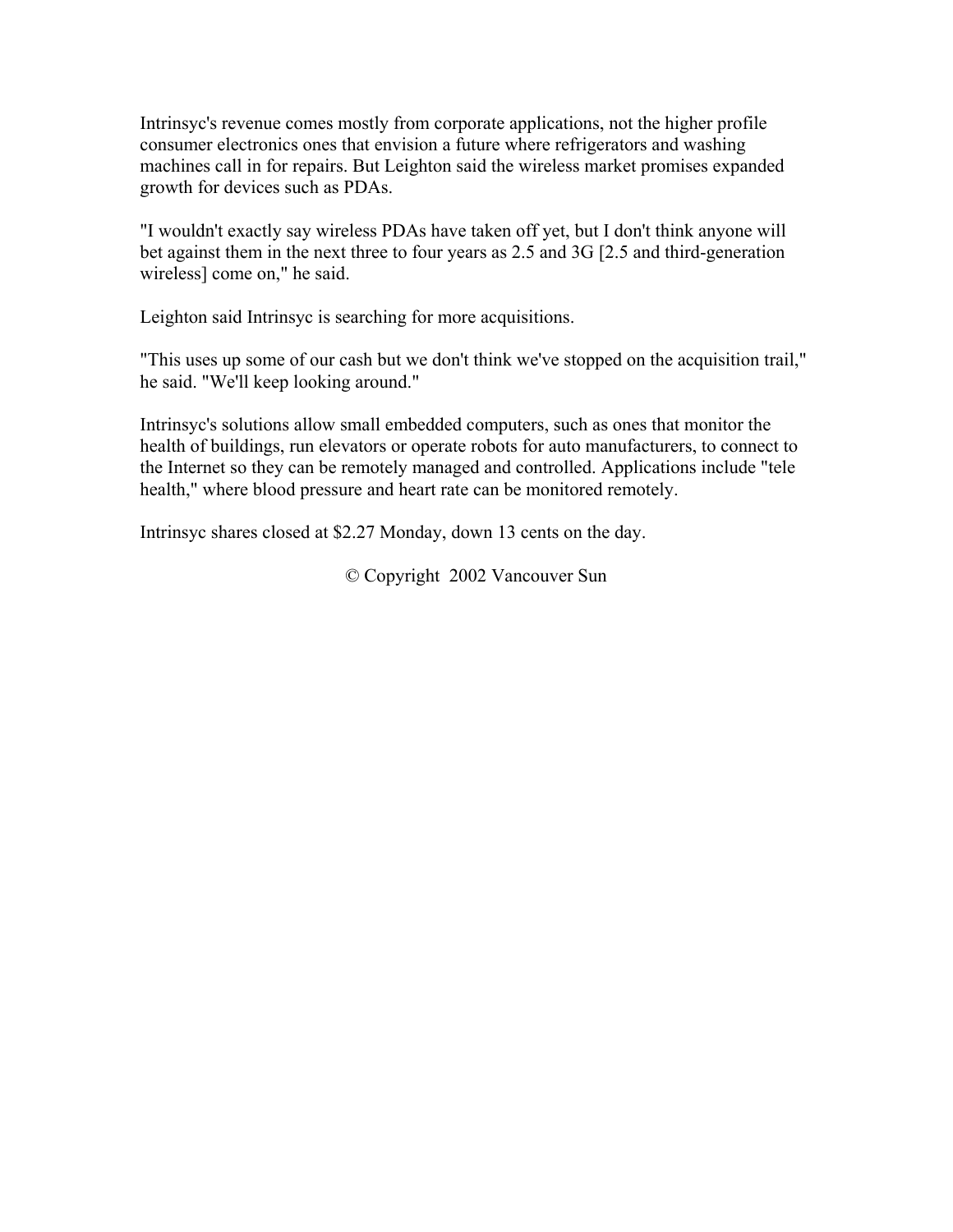Intrinsyc's revenue comes mostly from corporate applications, not the higher profile consumer electronics ones that envision a future where refrigerators and washing machines call in for repairs. But Leighton said the wireless market promises expanded growth for devices such as PDAs.

"I wouldn't exactly say wireless PDAs have taken off yet, but I don't think anyone will bet against them in the next three to four years as 2.5 and 3G [2.5 and third-generation wireless] come on," he said.

Leighton said Intrinsyc is searching for more acquisitions.

"This uses up some of our cash but we don't think we've stopped on the acquisition trail," he said. "We'll keep looking around."

Intrinsyc's solutions allow small embedded computers, such as ones that monitor the health of buildings, run elevators or operate robots for auto manufacturers, to connect to the Internet so they can be remotely managed and controlled. Applications include "tele health," where blood pressure and heart rate can be monitored remotely.

Intrinsyc shares closed at $2.27 Monday, down 13 cents on the day.

© Copyright 2002 Vancouver Sun